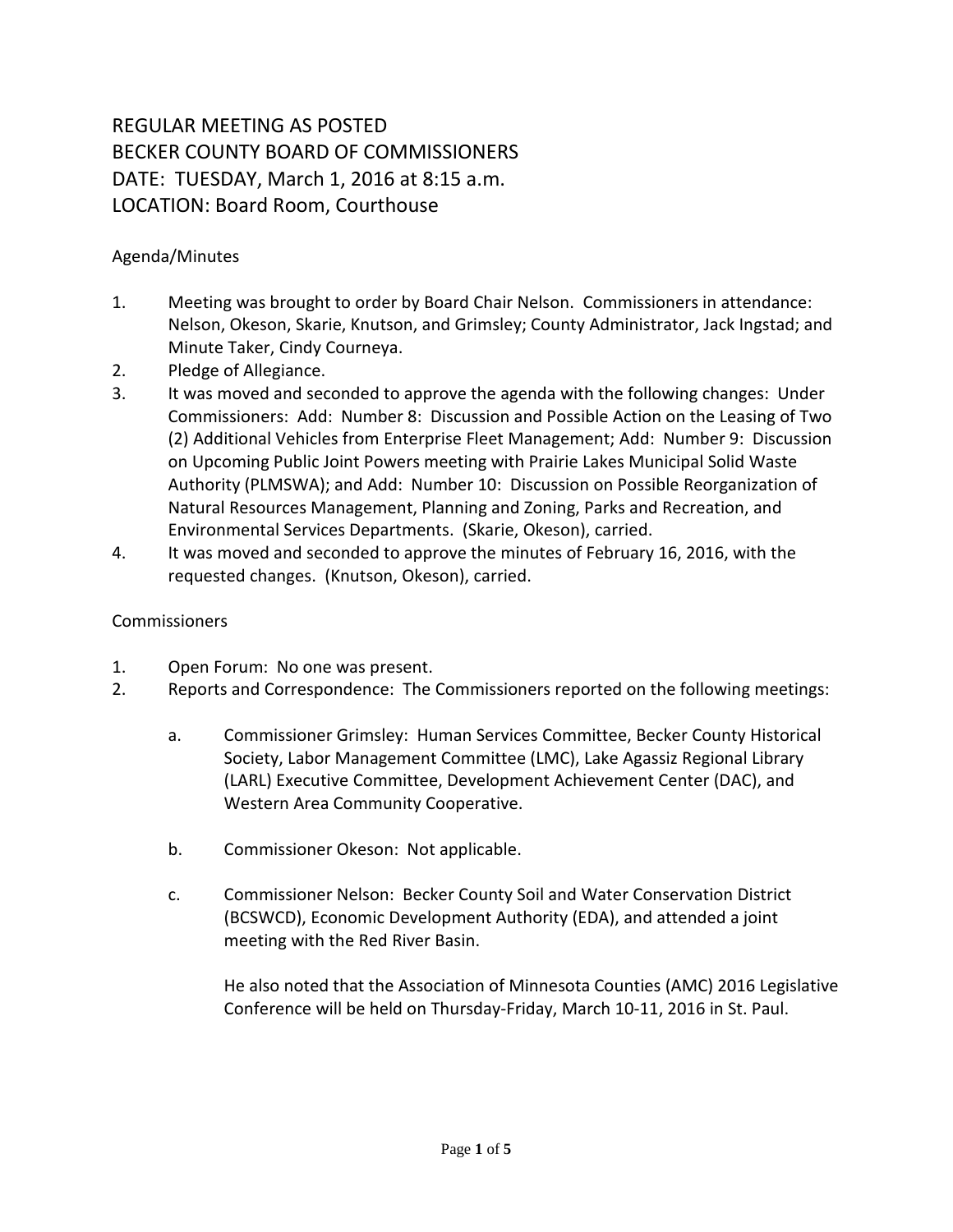# REGULAR MEETING AS POSTED
# BECKER COUNTY BOARD OF COMMISSIONERS
# DATE: TUESDAY, March 1, 2016 at 8:15 a.m.
# LOCATION: Board Room, Courthouse

Agenda/Minutes

1. Meeting was brought to order by Board Chair Nelson. Commissioners in attendance: Nelson, Okeson, Skarie, Knutson, and Grimsley; County Administrator, Jack Ingstad; and Minute Taker, Cindy Courneya.
2. Pledge of Allegiance.
3. It was moved and seconded to approve the agenda with the following changes: Under Commissioners: Add: Number 8: Discussion and Possible Action on the Leasing of Two (2) Additional Vehicles from Enterprise Fleet Management; Add: Number 9: Discussion on Upcoming Public Joint Powers meeting with Prairie Lakes Municipal Solid Waste Authority (PLMSWA); and Add: Number 10: Discussion on Possible Reorganization of Natural Resources Management, Planning and Zoning, Parks and Recreation, and Environmental Services Departments. (Skarie, Okeson), carried.
4. It was moved and seconded to approve the minutes of February 16, 2016, with the requested changes. (Knutson, Okeson), carried.

Commissioners

1. Open Forum: No one was present.
2. Reports and Correspondence: The Commissioners reported on the following meetings:

   a. Commissioner Grimsley: Human Services Committee, Becker County Historical Society, Labor Management Committee (LMC), Lake Agassiz Regional Library (LARL) Executive Committee, Development Achievement Center (DAC), and Western Area Community Cooperative.

   b. Commissioner Okeson: Not applicable.

   c. Commissioner Nelson: Becker County Soil and Water Conservation District (BCSWCD), Economic Development Authority (EDA), and attended a joint meeting with the Red River Basin.

      He also noted that the Association of Minnesota Counties (AMC) 2016 Legislative Conference will be held on Thursday-Friday, March 10-11, 2016 in St. Paul.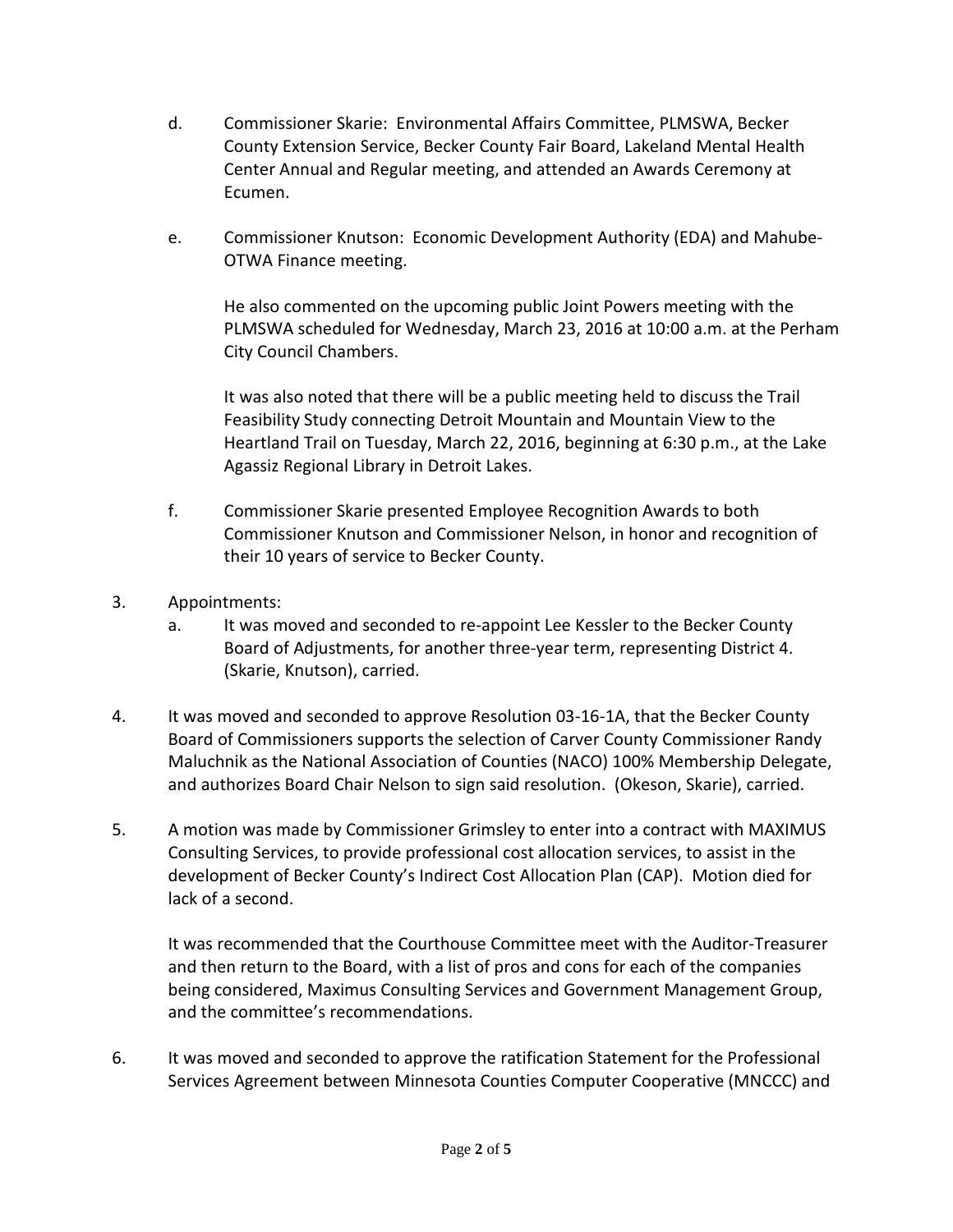d. Commissioner Skarie: Environmental Affairs Committee, PLMSWA, Becker County Extension Service, Becker County Fair Board, Lakeland Mental Health Center Annual and Regular meeting, and attended an Awards Ceremony at Ecumen.

e. Commissioner Knutson: Economic Development Authority (EDA) and Mahube-OTWA Finance meeting.

   He also commented on the upcoming public Joint Powers meeting with the PLMSWA scheduled for Wednesday, March 23, 2016 at 10:00 a.m. at the Perham City Council Chambers.

   It was also noted that there will be a public meeting held to discuss the Trail Feasibility Study connecting Detroit Mountain and Mountain View to the Heartland Trail on Tuesday, March 22, 2016, beginning at 6:30 p.m., at the Lake Agassiz Regional Library in Detroit Lakes.

f. Commissioner Skarie presented Employee Recognition Awards to both Commissioner Knutson and Commissioner Nelson, in honor and recognition of their 10 years of service to Becker County.

3. Appointments:
   a. It was moved and seconded to re-appoint Lee Kessler to the Becker County Board of Adjustments, for another three-year term, representing District 4. (Skarie, Knutson), carried.

4. It was moved and seconded to approve Resolution 03-16-1A, that the Becker County Board of Commissioners supports the selection of Carver County Commissioner Randy Maluchnik as the National Association of Counties (NACO) 100% Membership Delegate, and authorizes Board Chair Nelson to sign said resolution. (Okeson, Skarie), carried.

5. A motion was made by Commissioner Grimsley to enter into a contract with MAXIMUS Consulting Services, to provide professional cost allocation services, to assist in the development of Becker County's Indirect Cost Allocation Plan (CAP). Motion died for lack of a second.

   It was recommended that the Courthouse Committee meet with the Auditor-Treasurer and then return to the Board, with a list of pros and cons for each of the companies being considered, Maximus Consulting Services and Government Management Group, and the committee's recommendations.

6. It was moved and seconded to approve the ratification Statement for the Professional Services Agreement between Minnesota Counties Computer Cooperative (MNCCC) and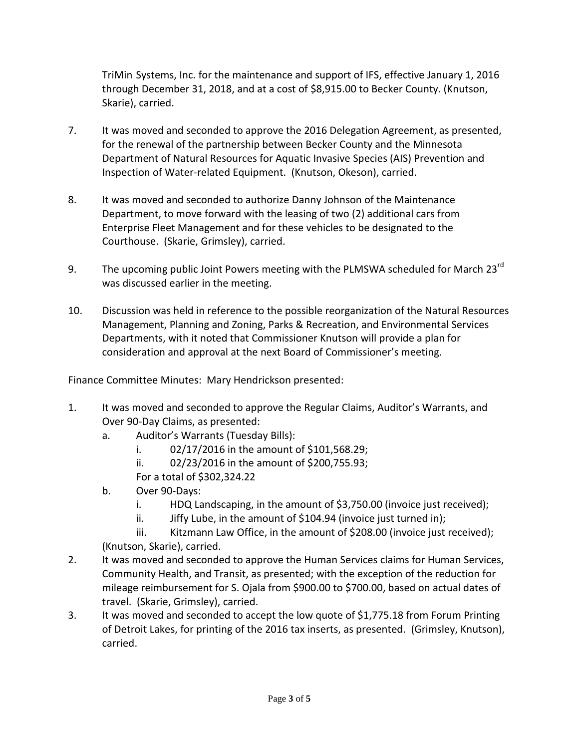TriMin Systems, Inc. for the maintenance and support of IFS, effective January 1, 2016 through December 31, 2018, and at a cost of $8,915.00 to Becker County. (Knutson, Skarie), carried.

7. It was moved and seconded to approve the 2016 Delegation Agreement, as presented, for the renewal of the partnership between Becker County and the Minnesota Department of Natural Resources for Aquatic Invasive Species (AIS) Prevention and Inspection of Water-related Equipment. (Knutson, Okeson), carried.

8. It was moved and seconded to authorize Danny Johnson of the Maintenance Department, to move forward with the leasing of two (2) additional cars from Enterprise Fleet Management and for these vehicles to be designated to the Courthouse. (Skarie, Grimsley), carried.

9. The upcoming public Joint Powers meeting with the PLMSWA scheduled for March 23rd was discussed earlier in the meeting.

10. Discussion was held in reference to the possible reorganization of the Natural Resources Management, Planning and Zoning, Parks & Recreation, and Environmental Services Departments, with it noted that Commissioner Knutson will provide a plan for consideration and approval at the next Board of Commissioner's meeting.

Finance Committee Minutes: Mary Hendrickson presented:

1. It was moved and seconded to approve the Regular Claims, Auditor's Warrants, and Over 90-Day Claims, as presented:
   a. Auditor's Warrants (Tuesday Bills):
      i. 02/17/2016 in the amount of $101,568.29;
      ii. 02/23/2016 in the amount of $200,755.93;
      For a total of $302,324.22
   b. Over 90-Days:
      i. HDQ Landscaping, in the amount of $3,750.00 (invoice just received);
      ii. Jiffy Lube, in the amount of $104.94 (invoice just turned in);
      iii. Kitzmann Law Office, in the amount of $208.00 (invoice just received);

   (Knutson, Skarie), carried.
2. It was moved and seconded to approve the Human Services claims for Human Services, Community Health, and Transit, as presented; with the exception of the reduction for mileage reimbursement for S. Ojala from $900.00 to $700.00, based on actual dates of travel. (Skarie, Grimsley), carried.
3. It was moved and seconded to accept the low quote of $1,775.18 from Forum Printing of Detroit Lakes, for printing of the 2016 tax inserts, as presented. (Grimsley, Knutson), carried.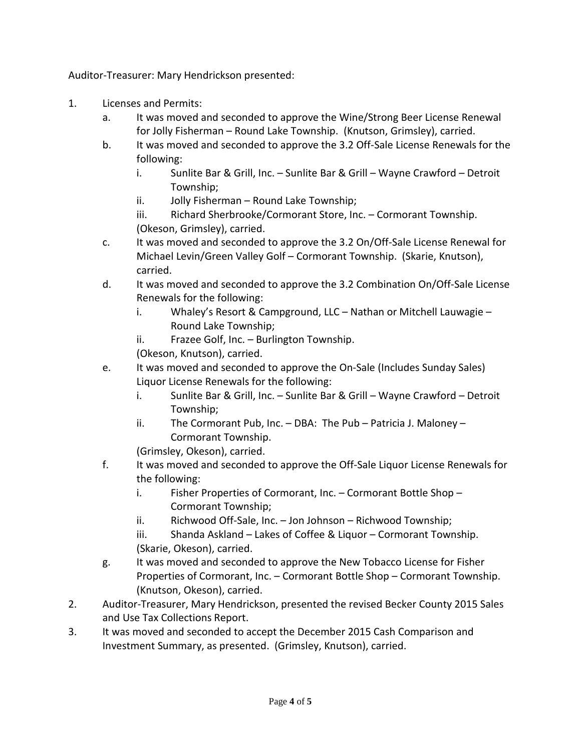Auditor-Treasurer: Mary Hendrickson presented:

1. Licenses and Permits:
   a. It was moved and seconded to approve the Wine/Strong Beer License Renewal for Jolly Fisherman – Round Lake Township. (Knutson, Grimsley), carried.
   b. It was moved and seconded to approve the 3.2 Off-Sale License Renewals for the following:
      i. Sunlite Bar & Grill, Inc. – Sunlite Bar & Grill – Wayne Crawford – Detroit Township;
      ii. Jolly Fisherman – Round Lake Township;
      iii. Richard Sherbrooke/Cormorant Store, Inc. – Cormorant Township.

      (Okeson, Grimsley), carried.
   c. It was moved and seconded to approve the 3.2 On/Off-Sale License Renewal for Michael Levin/Green Valley Golf – Cormorant Township. (Skarie, Knutson), carried.
   d. It was moved and seconded to approve the 3.2 Combination On/Off-Sale License Renewals for the following:
      i. Whaley's Resort & Campground, LLC – Nathan or Mitchell Lauwagie – Round Lake Township;
      ii. Frazee Golf, Inc. – Burlington Township.

      (Okeson, Knutson), carried.
   e. It was moved and seconded to approve the On-Sale (Includes Sunday Sales) Liquor License Renewals for the following:
      i. Sunlite Bar & Grill, Inc. – Sunlite Bar & Grill – Wayne Crawford – Detroit Township;
      ii. The Cormorant Pub, Inc. – DBA: The Pub – Patricia J. Maloney – Cormorant Township.

      (Grimsley, Okeson), carried.
   f. It was moved and seconded to approve the Off-Sale Liquor License Renewals for the following:
      i. Fisher Properties of Cormorant, Inc. – Cormorant Bottle Shop – Cormorant Township;
      ii. Richwood Off-Sale, Inc. – Jon Johnson – Richwood Township;
      iii. Shanda Askland – Lakes of Coffee & Liquor – Cormorant Township.

      (Skarie, Okeson), carried.
   g. It was moved and seconded to approve the New Tobacco License for Fisher Properties of Cormorant, Inc. – Cormorant Bottle Shop – Cormorant Township. (Knutson, Okeson), carried.
2. Auditor-Treasurer, Mary Hendrickson, presented the revised Becker County 2015 Sales and Use Tax Collections Report.
3. It was moved and seconded to accept the December 2015 Cash Comparison and Investment Summary, as presented. (Grimsley, Knutson), carried.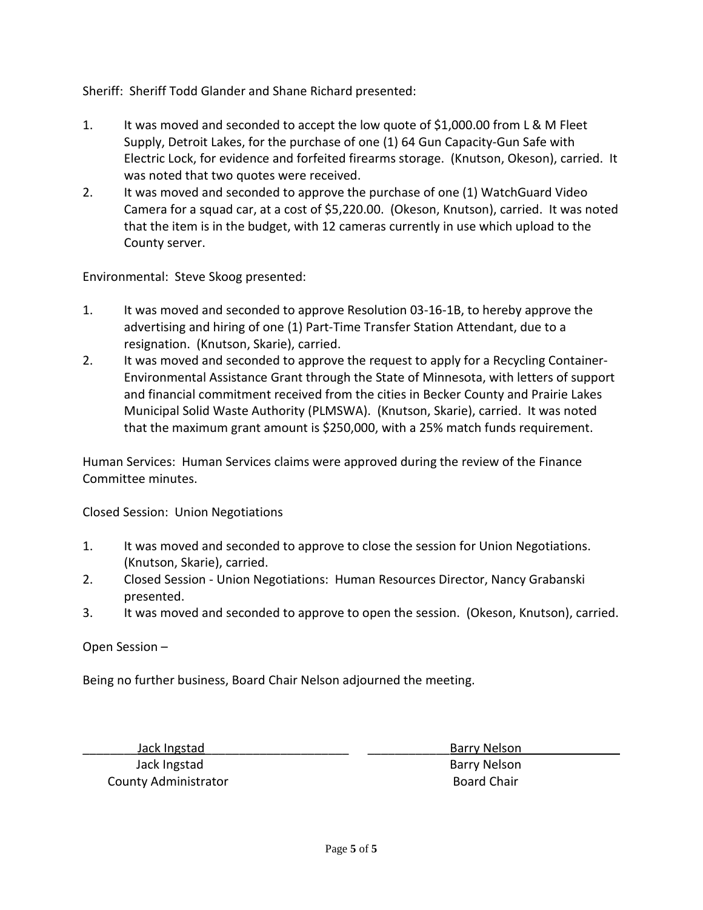Sheriff: Sheriff Todd Glander and Shane Richard presented:

1. It was moved and seconded to accept the low quote of $1,000.00 from L & M Fleet Supply, Detroit Lakes, for the purchase of one (1) 64 Gun Capacity-Gun Safe with Electric Lock, for evidence and forfeited firearms storage. (Knutson, Okeson), carried. It was noted that two quotes were received.
2. It was moved and seconded to approve the purchase of one (1) WatchGuard Video Camera for a squad car, at a cost of $5,220.00. (Okeson, Knutson), carried. It was noted that the item is in the budget, with 12 cameras currently in use which upload to the County server.

Environmental: Steve Skoog presented:

1. It was moved and seconded to approve Resolution 03-16-1B, to hereby approve the advertising and hiring of one (1) Part-Time Transfer Station Attendant, due to a resignation. (Knutson, Skarie), carried.
2. It was moved and seconded to approve the request to apply for a Recycling Container-Environmental Assistance Grant through the State of Minnesota, with letters of support and financial commitment received from the cities in Becker County and Prairie Lakes Municipal Solid Waste Authority (PLMSWA). (Knutson, Skarie), carried. It was noted that the maximum grant amount is $250,000, with a 25% match funds requirement.

Human Services: Human Services claims were approved during the review of the Finance Committee minutes.

Closed Session: Union Negotiations

1. It was moved and seconded to approve to close the session for Union Negotiations. (Knutson, Skarie), carried.
2. Closed Session - Union Negotiations: Human Resources Director, Nancy Grabanski presented.
3. It was moved and seconded to approve to open the session. (Okeson, Knutson), carried.

Open Session –

Being no further business, Board Chair Nelson adjourned the meeting.

| | |
|---|---|
| Jack Ingstad | Barry Nelson |
| Jack Ingstad | Barry Nelson |
| County Administrator | Board Chair |